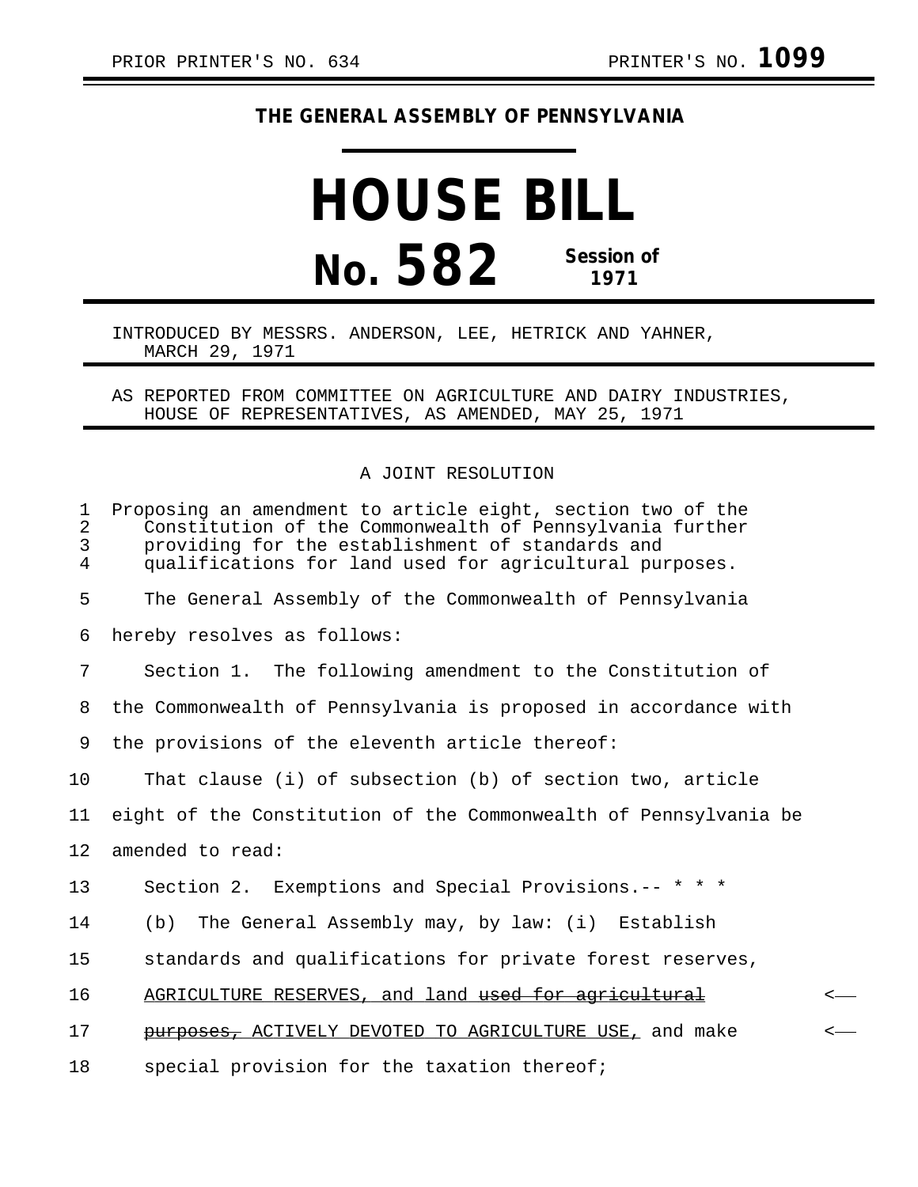PRIOR PRINTER'S NO. 634 PRINTER'S NO. **1099**

**THE GENERAL ASSEMBLY OF PENNSYLVANIA**

# HOUSE BILL

## No. 582 Session of 1971

INTRODUCED BY MESSRS. ANDERSON, LEE, HETRICK AND YAHNER, MARCH 29, 1971

AS REPORTED FROM COMMITTEE ON AGRICULTURE AND DAIRY INDUSTRIES, HOUSE OF REPRESENTATIVES, AS AMENDED, MAY 25, 1971

A JOINT RESOLUTION

Proposing an amendment to article eight, section two of the Constitution of the Commonwealth of Pennsylvania further providing for the establishment of standards and qualifications for land used for agricultural purposes.

The General Assembly of the Commonwealth of Pennsylvania hereby resolves as follows:

Section 1. The following amendment to the Constitution of the Commonwealth of Pennsylvania is proposed in accordance with the provisions of the eleventh article thereof:

That clause (i) of subsection (b) of section two, article eight of the Constitution of the Commonwealth of Pennsylvania be amended to read:

Section 2. Exemptions and Special Provisions.-- * * *

(b) The General Assembly may, by law: (i) Establish standards and qualifications for private forest reserves, <u>AGRICULTURE RESERVES, and land</u> ~~used for agricultural purposes,~~ <u>ACTIVELY DEVOTED TO AGRICULTURE USE,</u> and make special provision for the taxation thereof;